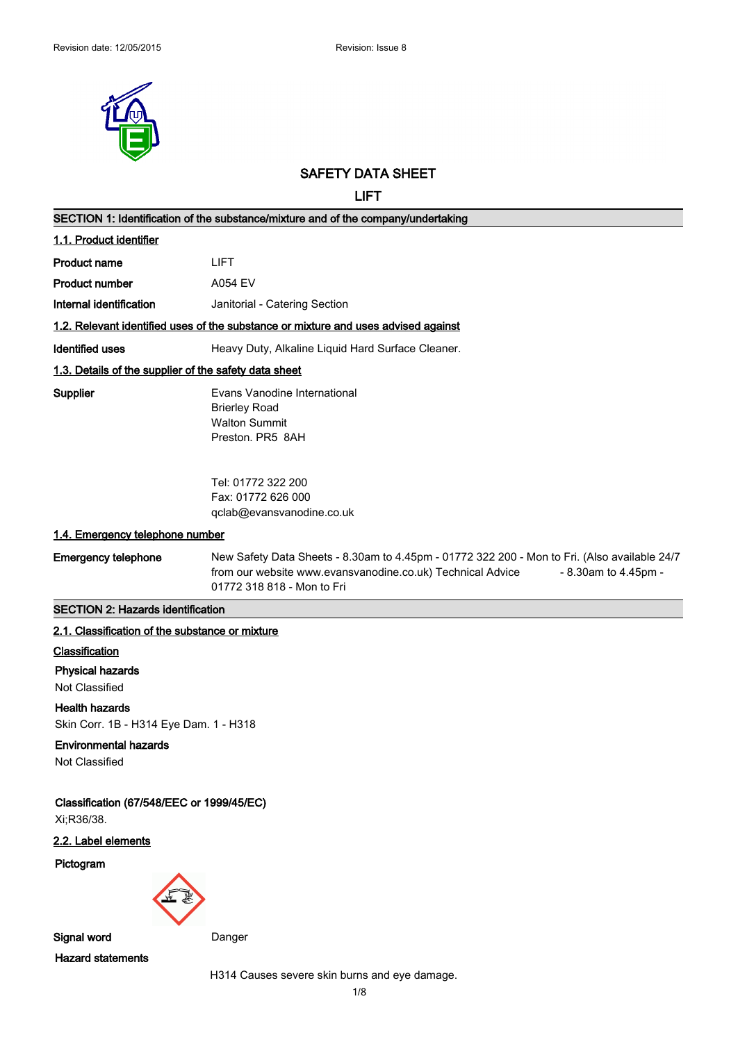Revision date: 12/05/2015 Revision: Issue 8

# SAFETY DATA SHEET

## LIFT

### SECTION 1: Identification of the substance/mixture and of the company/undertaking

#### 1.1. Product identifier

**Product name** LIFT

**Product number** A054 EV

**Internal identification** Janitorial - Catering Section

#### 1.2. Relevant identified uses of the substance or mixture and uses advised against

**Identified uses** Heavy Duty, Alkaline Liquid Hard Surface Cleaner.

#### 1.3. Details of the supplier of the safety data sheet

**Supplier**

Evans Vanodine International
Brierley Road
Walton Summit
Preston. PR5 8AH

Tel: 01772 322 200
Fax: 01772 626 000
qclab@evansvanodine.co.uk

#### 1.4. Emergency telephone number

**Emergency telephone** New Safety Data Sheets - 8.30am to 4.45pm - 01772 322 200 - Mon to Fri. (Also available 24/7 from our website www.evansvanodine.co.uk) Technical Advice - 8.30am to 4.45pm - 01772 318 818 - Mon to Fri

### SECTION 2: Hazards identification

#### 2.1. Classification of the substance or mixture

**Classification**

**Physical hazards**

Not Classified

**Health hazards**

Skin Corr. 1B - H314 Eye Dam. 1 - H318

**Environmental hazards**

Not Classified

**Classification (67/548/EEC or 1999/45/EC)**

Xi;R36/38.

#### 2.2. Label elements

**Pictogram**

**Signal word** Danger

**Hazard statements**

H314 Causes severe skin burns and eye damage.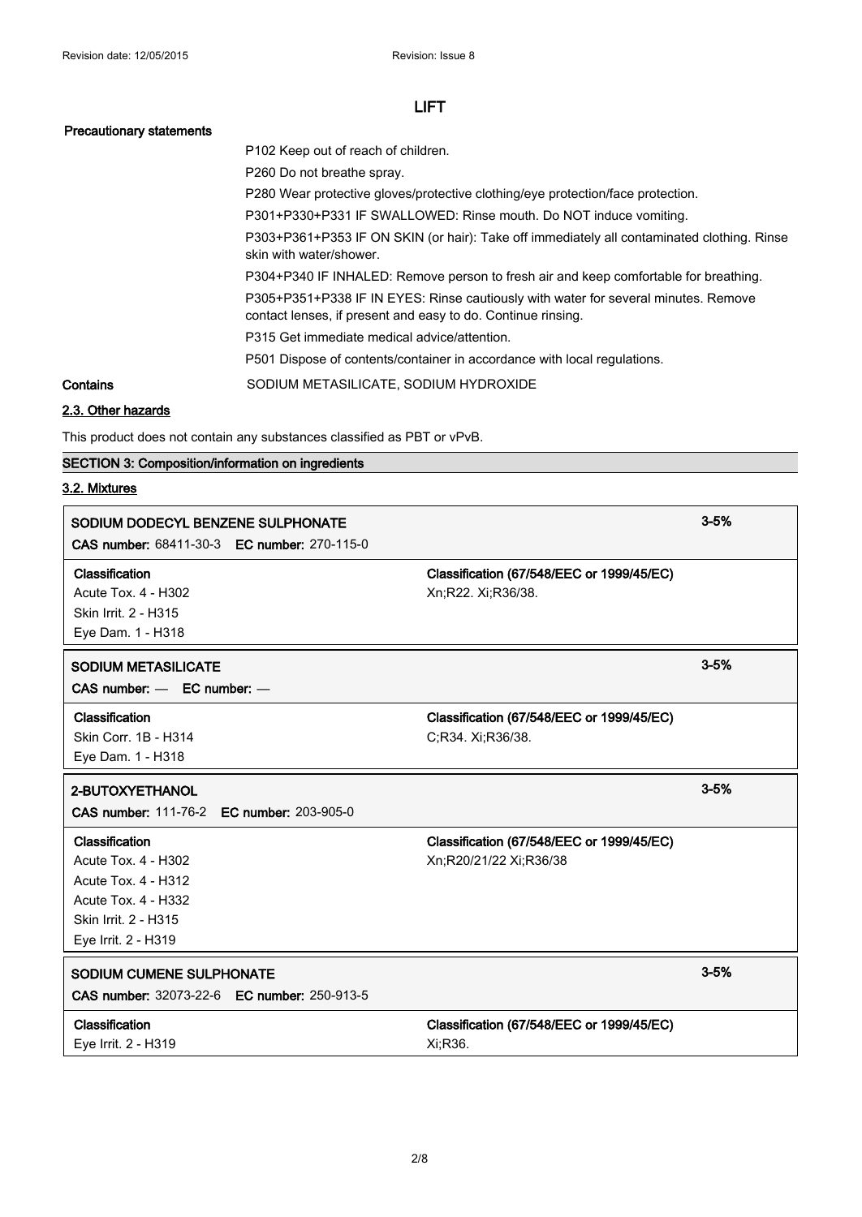**Precautionary statements**

P102 Keep out of reach of children.

P260 Do not breathe spray.

P280 Wear protective gloves/protective clothing/eye protection/face protection.

P301+P330+P331 IF SWALLOWED: Rinse mouth. Do NOT induce vomiting.

P303+P361+P353 IF ON SKIN (or hair): Take off immediately all contaminated clothing. Rinse skin with water/shower.

P304+P340 IF INHALED: Remove person to fresh air and keep comfortable for breathing.

P305+P351+P338 IF IN EYES: Rinse cautiously with water for several minutes. Remove contact lenses, if present and easy to do. Continue rinsing.

P315 Get immediate medical advice/attention.

P501 Dispose of contents/container in accordance with local regulations.

**Contains** SODIUM METASILICATE, SODIUM HYDROXIDE

## 2.3. Other hazards

This product does not contain any substances classified as PBT or vPvB.

## SECTION 3: Composition/information on ingredients

### 3.2. Mixtures

| SODIUM DODECYL BENZENE SULPHONATE<br>**CAS number:** 68411-30-3 **EC number:** 270-115-0 | | 3-5% |
|---|---|---|
| **Classification**<br>Acute Tox. 4 - H302<br>Skin Irrit. 2 - H315<br>Eye Dam. 1 - H318 | **Classification (67/548/EEC or 1999/45/EC)**<br>Xn;R22. Xi;R36/38. | |

| SODIUM METASILICATE<br>**CAS number:** — **EC number:** — | | 3-5% |
|---|---|---|
| **Classification**<br>Skin Corr. 1B - H314<br>Eye Dam. 1 - H318 | **Classification (67/548/EEC or 1999/45/EC)**<br>C;R34. Xi;R36/38. | |

| 2-BUTOXYETHANOL<br>**CAS number:** 111-76-2 **EC number:** 203-905-0 | | 3-5% |
|---|---|---|
| **Classification**<br>Acute Tox. 4 - H302<br>Acute Tox. 4 - H312<br>Acute Tox. 4 - H332<br>Skin Irrit. 2 - H315<br>Eye Irrit. 2 - H319 | **Classification (67/548/EEC or 1999/45/EC)**<br>Xn;R20/21/22 Xi;R36/38 | |

| SODIUM CUMENE SULPHONATE<br>**CAS number:** 32073-22-6 **EC number:** 250-913-5 | | 3-5% |
|---|---|---|
| **Classification**<br>Eye Irrit. 2 - H319 | **Classification (67/548/EEC or 1999/45/EC)**<br>Xi;R36. | |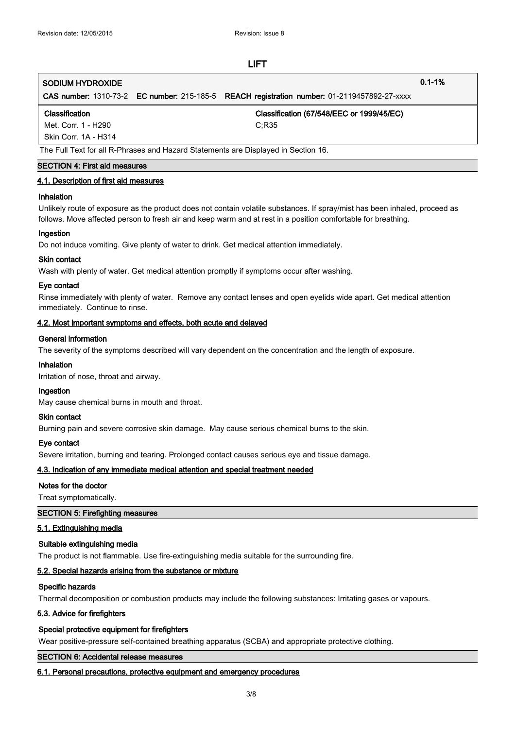## LIFT

| SODIUM HYDROXIDE | | 0.1-1% |
|---|---|---|
| **CAS number:** 1310-73-2 **EC number:** 215-185-5 **REACH registration number:** 01-2119457892-27-xxxx | | |
| **Classification** | **Classification (67/548/EEC or 1999/45/EC)** | |
| Met. Corr. 1 - H290 | C;R35 | |
| Skin Corr. 1A - H314 | | |

The Full Text for all R-Phrases and Hazard Statements are Displayed in Section 16.

## SECTION 4: First aid measures

### 4.1. Description of first aid measures

**Inhalation**

Unlikely route of exposure as the product does not contain volatile substances. If spray/mist has been inhaled, proceed as follows. Move affected person to fresh air and keep warm and at rest in a position comfortable for breathing.

**Ingestion**

Do not induce vomiting. Give plenty of water to drink. Get medical attention immediately.

**Skin contact**

Wash with plenty of water. Get medical attention promptly if symptoms occur after washing.

**Eye contact**

Rinse immediately with plenty of water. Remove any contact lenses and open eyelids wide apart. Get medical attention immediately. Continue to rinse.

### 4.2. Most important symptoms and effects, both acute and delayed

**General information**

The severity of the symptoms described will vary dependent on the concentration and the length of exposure.

**Inhalation**

Irritation of nose, throat and airway.

**Ingestion**

May cause chemical burns in mouth and throat.

**Skin contact**

Burning pain and severe corrosive skin damage. May cause serious chemical burns to the skin.

**Eye contact**

Severe irritation, burning and tearing. Prolonged contact causes serious eye and tissue damage.

### 4.3. Indication of any immediate medical attention and special treatment needed

**Notes for the doctor**

Treat symptomatically.

## SECTION 5: Firefighting measures

### 5.1. Extinguishing media

**Suitable extinguishing media**

The product is not flammable. Use fire-extinguishing media suitable for the surrounding fire.

### 5.2. Special hazards arising from the substance or mixture

**Specific hazards**

Thermal decomposition or combustion products may include the following substances: Irritating gases or vapours.

### 5.3. Advice for firefighters

**Special protective equipment for firefighters**

Wear positive-pressure self-contained breathing apparatus (SCBA) and appropriate protective clothing.

## SECTION 6: Accidental release measures

### 6.1. Personal precautions, protective equipment and emergency procedures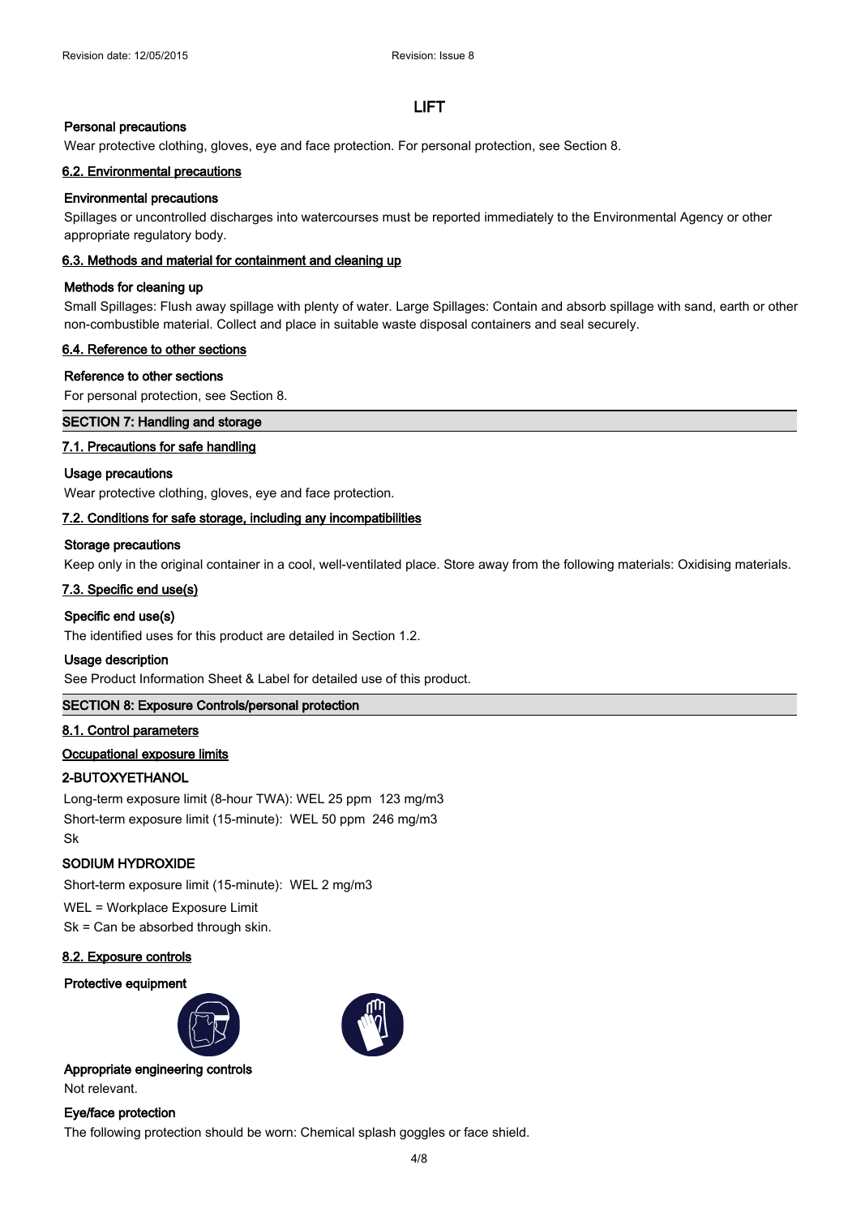# LIFT

**Personal precautions**

Wear protective clothing, gloves, eye and face protection. For personal protection, see Section 8.

### 6.2. Environmental precautions

**Environmental precautions**

Spillages or uncontrolled discharges into watercourses must be reported immediately to the Environmental Agency or other appropriate regulatory body.

### 6.3. Methods and material for containment and cleaning up

**Methods for cleaning up**

Small Spillages: Flush away spillage with plenty of water. Large Spillages: Contain and absorb spillage with sand, earth or other non-combustible material. Collect and place in suitable waste disposal containers and seal securely.

### 6.4. Reference to other sections

**Reference to other sections**

For personal protection, see Section 8.

## SECTION 7: Handling and storage

### 7.1. Precautions for safe handling

**Usage precautions**

Wear protective clothing, gloves, eye and face protection.

### 7.2. Conditions for safe storage, including any incompatibilities

**Storage precautions**

Keep only in the original container in a cool, well-ventilated place. Store away from the following materials: Oxidising materials.

### 7.3. Specific end use(s)

**Specific end use(s)**

The identified uses for this product are detailed in Section 1.2.

**Usage description**

See Product Information Sheet & Label for detailed use of this product.

## SECTION 8: Exposure Controls/personal protection

### 8.1. Control parameters

**Occupational exposure limits**

**2-BUTOXYETHANOL**

Long-term exposure limit (8-hour TWA): WEL 25 ppm 123 mg/m3
Short-term exposure limit (15-minute): WEL 50 ppm 246 mg/m3
Sk

**SODIUM HYDROXIDE**

Short-term exposure limit (15-minute): WEL 2 mg/m3

WEL = Workplace Exposure Limit
Sk = Can be absorbed through skin.

### 8.2. Exposure controls

**Protective equipment**

**Appropriate engineering controls**

Not relevant.

**Eye/face protection**

The following protection should be worn: Chemical splash goggles or face shield.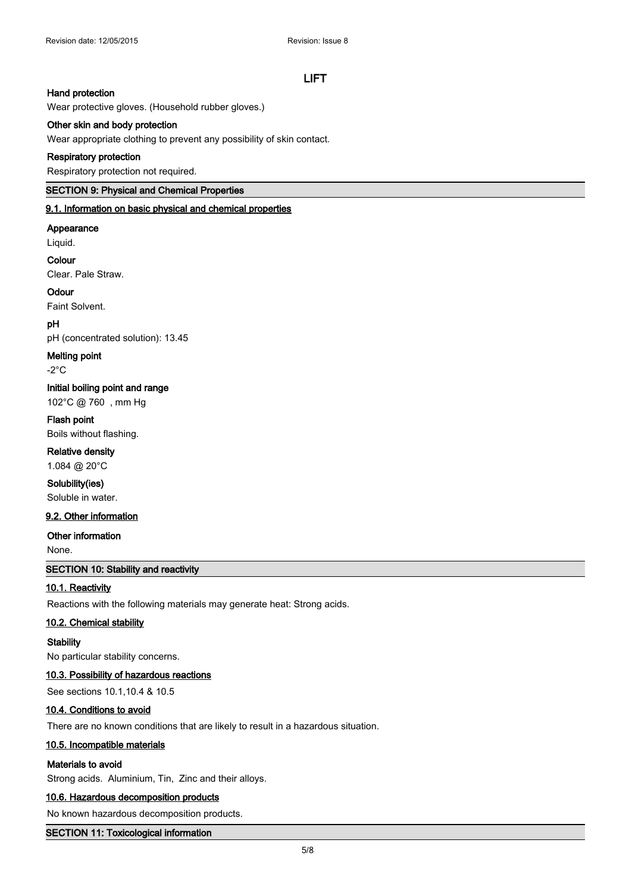# LIFT

**Hand protection**

Wear protective gloves. (Household rubber gloves.)

**Other skin and body protection**

Wear appropriate clothing to prevent any possibility of skin contact.

**Respiratory protection**

Respiratory protection not required.

## SECTION 9: Physical and Chemical Properties

### 9.1. Information on basic physical and chemical properties

**Appearance**

Liquid.

**Colour**

Clear. Pale Straw.

**Odour**

Faint Solvent.

**pH**

pH (concentrated solution): 13.45

**Melting point**

-2°C

**Initial boiling point and range**

102°C @ 760 , mm Hg

**Flash point**

Boils without flashing.

**Relative density**

1.084 @ 20°C

**Solubility(ies)**

Soluble in water.

### 9.2. Other information

**Other information**

None.

## SECTION 10: Stability and reactivity

### 10.1. Reactivity

Reactions with the following materials may generate heat: Strong acids.

### 10.2. Chemical stability

**Stability**

No particular stability concerns.

### 10.3. Possibility of hazardous reactions

See sections 10.1,10.4 & 10.5

### 10.4. Conditions to avoid

There are no known conditions that are likely to result in a hazardous situation.

### 10.5. Incompatible materials

**Materials to avoid**

Strong acids. Aluminium, Tin, Zinc and their alloys.

### 10.6. Hazardous decomposition products

No known hazardous decomposition products.

## SECTION 11: Toxicological information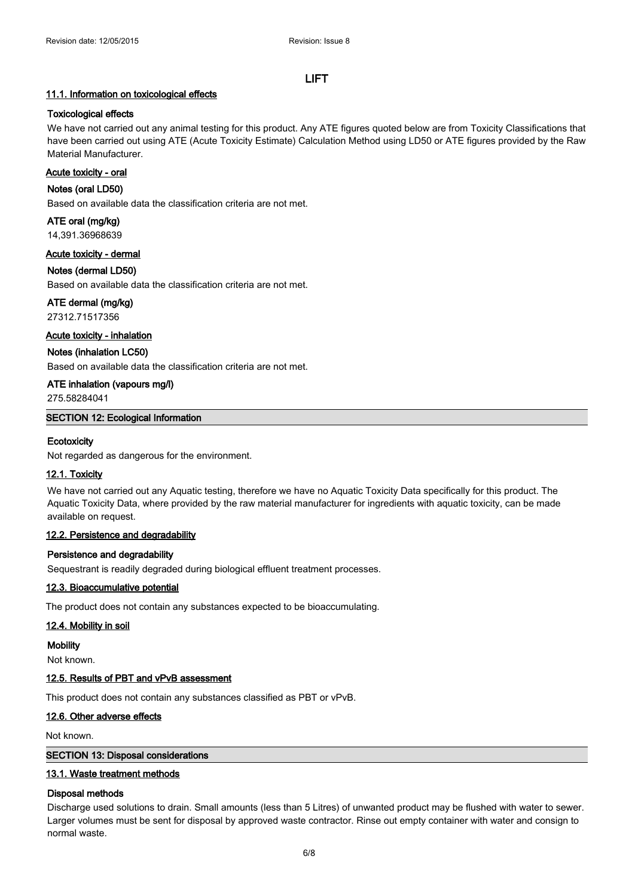## LIFT

### 11.1. Information on toxicological effects

**Toxicological effects**

We have not carried out any animal testing for this product. Any ATE figures quoted below are from Toxicity Classifications that have been carried out using ATE (Acute Toxicity Estimate) Calculation Method using LD50 or ATE figures provided by the Raw Material Manufacturer.

**Acute toxicity - oral**

**Notes (oral LD50)**

Based on available data the classification criteria are not met.

**ATE oral (mg/kg)**

14,391.36968639

**Acute toxicity - dermal**

**Notes (dermal LD50)**

Based on available data the classification criteria are not met.

**ATE dermal (mg/kg)**

27312.71517356

**Acute toxicity - inhalation**

**Notes (inhalation LC50)**

Based on available data the classification criteria are not met.

**ATE inhalation (vapours mg/l)**

275.58284041

## SECTION 12: Ecological Information

**Ecotoxicity**

Not regarded as dangerous for the environment.

### 12.1. Toxicity

We have not carried out any Aquatic testing, therefore we have no Aquatic Toxicity Data specifically for this product. The Aquatic Toxicity Data, where provided by the raw material manufacturer for ingredients with aquatic toxicity, can be made available on request.

### 12.2. Persistence and degradability

**Persistence and degradability**

Sequestrant is readily degraded during biological effluent treatment processes.

### 12.3. Bioaccumulative potential

The product does not contain any substances expected to be bioaccumulating.

### 12.4. Mobility in soil

**Mobility**

Not known.

### 12.5. Results of PBT and vPvB assessment

This product does not contain any substances classified as PBT or vPvB.

### 12.6. Other adverse effects

Not known.

## SECTION 13: Disposal considerations

### 13.1. Waste treatment methods

**Disposal methods**

Discharge used solutions to drain. Small amounts (less than 5 Litres) of unwanted product may be flushed with water to sewer. Larger volumes must be sent for disposal by approved waste contractor. Rinse out empty container with water and consign to normal waste.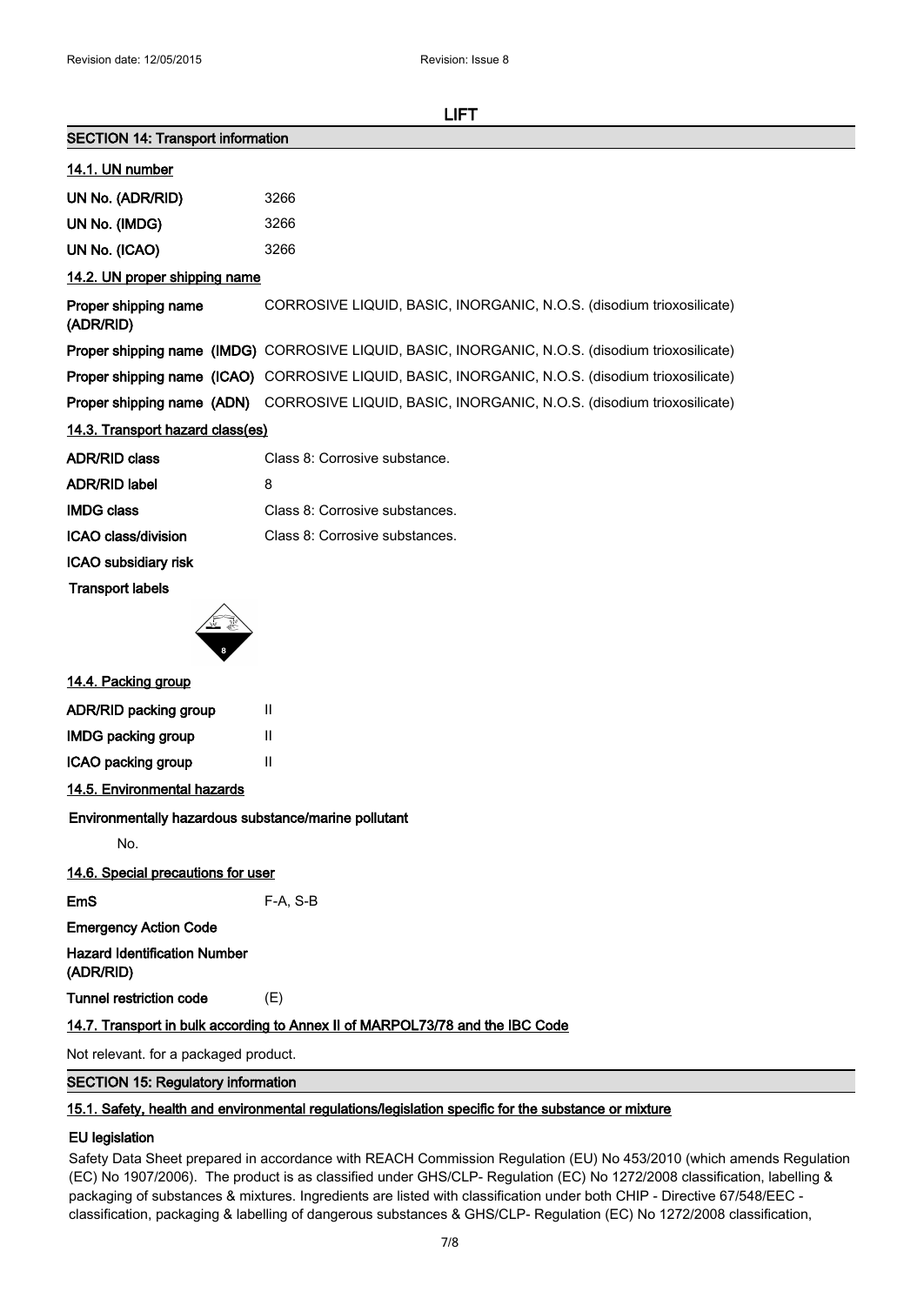## LIFT

## SECTION 14: Transport information

### 14.1. UN number

| | |
|---|---|
| **UN No. (ADR/RID)** | 3266 |
| **UN No. (IMDG)** | 3266 |
| **UN No. (ICAO)** | 3266 |

### 14.2. UN proper shipping name

| | |
|---|---|
| **Proper shipping name (ADR/RID)** | CORROSIVE LIQUID, BASIC, INORGANIC, N.O.S. (disodium trioxosilicate) |
| **Proper shipping name (IMDG)** | CORROSIVE LIQUID, BASIC, INORGANIC, N.O.S. (disodium trioxosilicate) |
| **Proper shipping name (ICAO)** | CORROSIVE LIQUID, BASIC, INORGANIC, N.O.S. (disodium trioxosilicate) |
| **Proper shipping name (ADN)** | CORROSIVE LIQUID, BASIC, INORGANIC, N.O.S. (disodium trioxosilicate) |

### 14.3. Transport hazard class(es)

| | |
|---|---|
| **ADR/RID class** | Class 8: Corrosive substance. |
| **ADR/RID label** | 8 |
| **IMDG class** | Class 8: Corrosive substances. |
| **ICAO class/division** | Class 8: Corrosive substances. |
| **ICAO subsidiary risk** | |

**Transport labels**

### 14.4. Packing group

| | |
|---|---|
| **ADR/RID packing group** | II |
| **IMDG packing group** | II |
| **ICAO packing group** | II |

### 14.5. Environmental hazards

**Environmentally hazardous substance/marine pollutant**

No.

### 14.6. Special precautions for user

| | |
|---|---|
| **EmS** | F-A, S-B |
| **Emergency Action Code** | |
| **Hazard Identification Number (ADR/RID)** | |
| **Tunnel restriction code** | (E) |

### 14.7. Transport in bulk according to Annex II of MARPOL73/78 and the IBC Code

Not relevant. for a packaged product.

## SECTION 15: Regulatory information

### 15.1. Safety, health and environmental regulations/legislation specific for the substance or mixture

**EU legislation**

Safety Data Sheet prepared in accordance with REACH Commission Regulation (EU) No 453/2010 (which amends Regulation (EC) No 1907/2006). The product is as classified under GHS/CLP- Regulation (EC) No 1272/2008 classification, labelling & packaging of substances & mixtures. Ingredients are listed with classification under both CHIP - Directive 67/548/EEC - classification, packaging & labelling of dangerous substances & GHS/CLP- Regulation (EC) No 1272/2008 classification,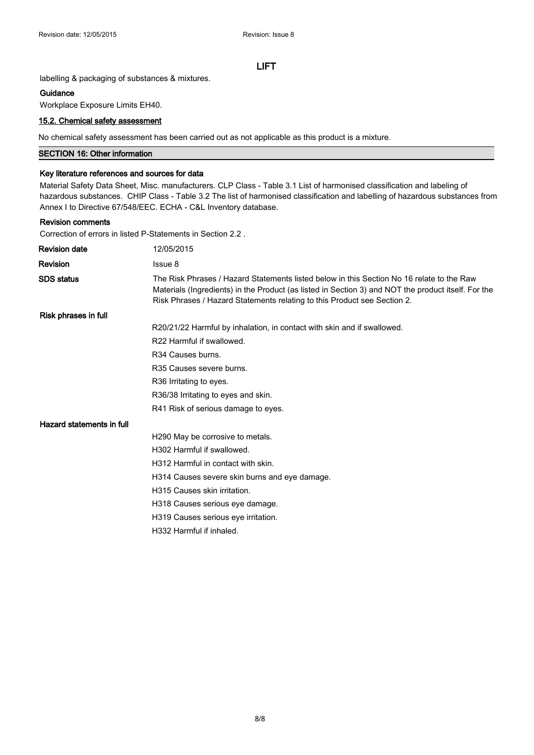labelling & packaging of substances & mixtures.

**Guidance**

Workplace Exposure Limits EH40.

### 15.2. Chemical safety assessment

No chemical safety assessment has been carried out as not applicable as this product is a mixture.

## SECTION 16: Other information

**Key literature references and sources for data**

Material Safety Data Sheet, Misc. manufacturers. CLP Class - Table 3.1 List of harmonised classification and labeling of hazardous substances. CHIP Class - Table 3.2 The list of harmonised classification and labelling of hazardous substances from Annex I to Directive 67/548/EEC. ECHA - C&L Inventory database.

**Revision comments**

Correction of errors in listed P-Statements in Section 2.2 .

| | |
|---|---|
| **Revision date** | 12/05/2015 |
| **Revision** | Issue 8 |
| **SDS status** | The Risk Phrases / Hazard Statements listed below in this Section No 16 relate to the Raw Materials (Ingredients) in the Product (as listed in Section 3) and NOT the product itself. For the Risk Phrases / Hazard Statements relating to this Product see Section 2. |

**Risk phrases in full**

R20/21/22 Harmful by inhalation, in contact with skin and if swallowed.

R22 Harmful if swallowed.

R34 Causes burns.

R35 Causes severe burns.

R36 Irritating to eyes.

R36/38 Irritating to eyes and skin.

R41 Risk of serious damage to eyes.

**Hazard statements in full**

H290 May be corrosive to metals.

H302 Harmful if swallowed.

H312 Harmful in contact with skin.

H314 Causes severe skin burns and eye damage.

H315 Causes skin irritation.

H318 Causes serious eye damage.

H319 Causes serious eye irritation.

H332 Harmful if inhaled.